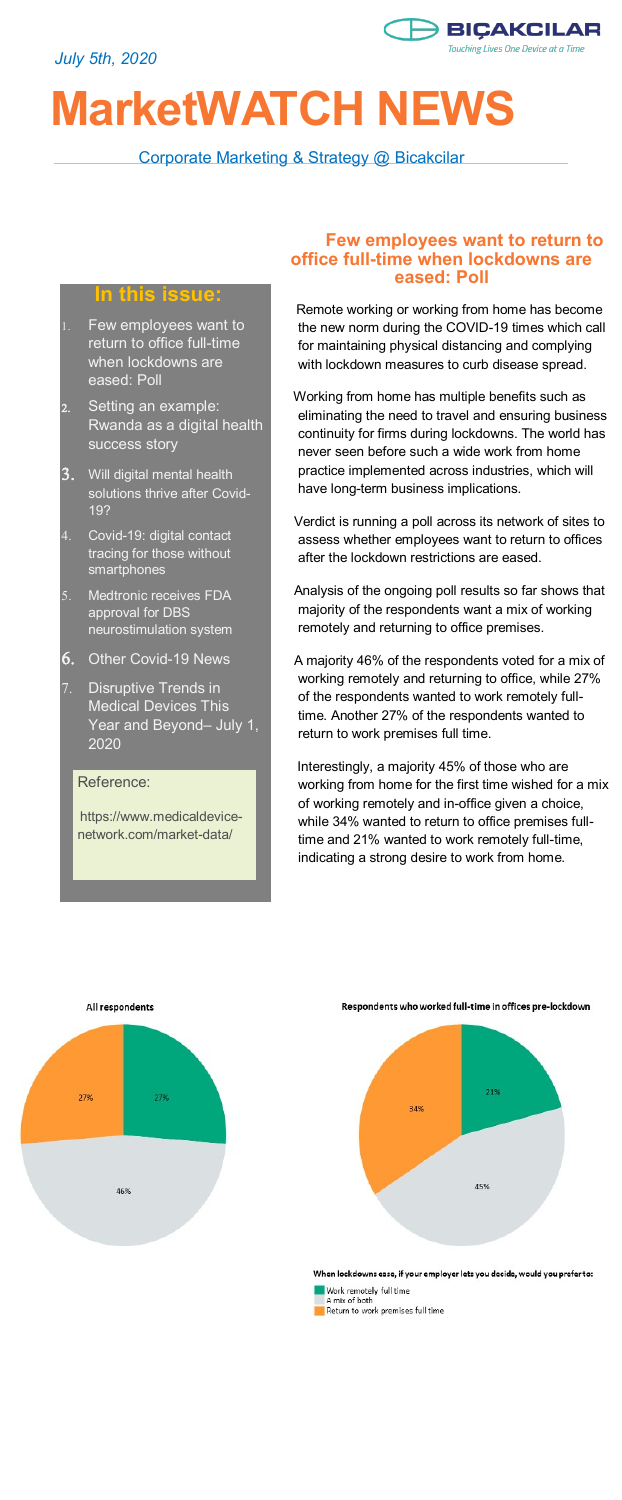*July 5th, 2020*

BIÇAKCILAR
*Touching Lives One Device at a Time*

# MarketWATCH NEWS

Corporate Marketing & Strategy @ Bicakcilar

## In this issue:

1. Few employees want to return to office full-time when lockdowns are eased: Poll
2. Setting an example: Rwanda as a digital health success story
3. Will digital mental health solutions thrive after Covid-19?
4. Covid-19: digital contact tracing for those without smartphones
5. Medtronic receives FDA approval for DBS neurostimulation system
6. Other Covid-19 News
7. Disruptive Trends in Medical Devices This Year and Beyond– July 1, 2020

Reference:

https://www.medicaldevice-network.com/market-data/

## Few employees want to return to office full-time when lockdowns are eased: Poll

Remote working or working from home has become the new norm during the COVID-19 times which call for maintaining physical distancing and complying with lockdown measures to curb disease spread.

Working from home has multiple benefits such as eliminating the need to travel and ensuring business continuity for firms during lockdowns. The world has never seen before such a wide work from home practice implemented across industries, which will have long-term business implications.

Verdict is running a poll across its network of sites to assess whether employees want to return to offices after the lockdown restrictions are eased.

Analysis of the ongoing poll results so far shows that majority of the respondents want a mix of working remotely and returning to office premises.

A majority 46% of the respondents voted for a mix of working remotely and returning to office, while 27% of the respondents wanted to work remotely full-time. Another 27% of the respondents wanted to return to work premises full time.

Interestingly, a majority 45% of those who are working from home for the first time wished for a mix of working remotely and in-office given a choice, while 34% wanted to return to office premises full-time and 21% wanted to work remotely full-time, indicating a strong desire to work from home.

**All respondents**

| Response | Share |
|---|---|
| Work remotely full time | 27% |
| A mix of both | 46% |
| Return to work premises full time | 27% |

**Respondents who worked full-time in offices pre-lockdown**

| Response | Share |
|---|---|
| Work remotely full time | 21% |
| A mix of both | 45% |
| Return to work premises full time | 34% |

**When lockdowns ease, if your employer lets you decide, would you prefer to:**

- Work remotely full time
- A mix of both
- Return to work premises full time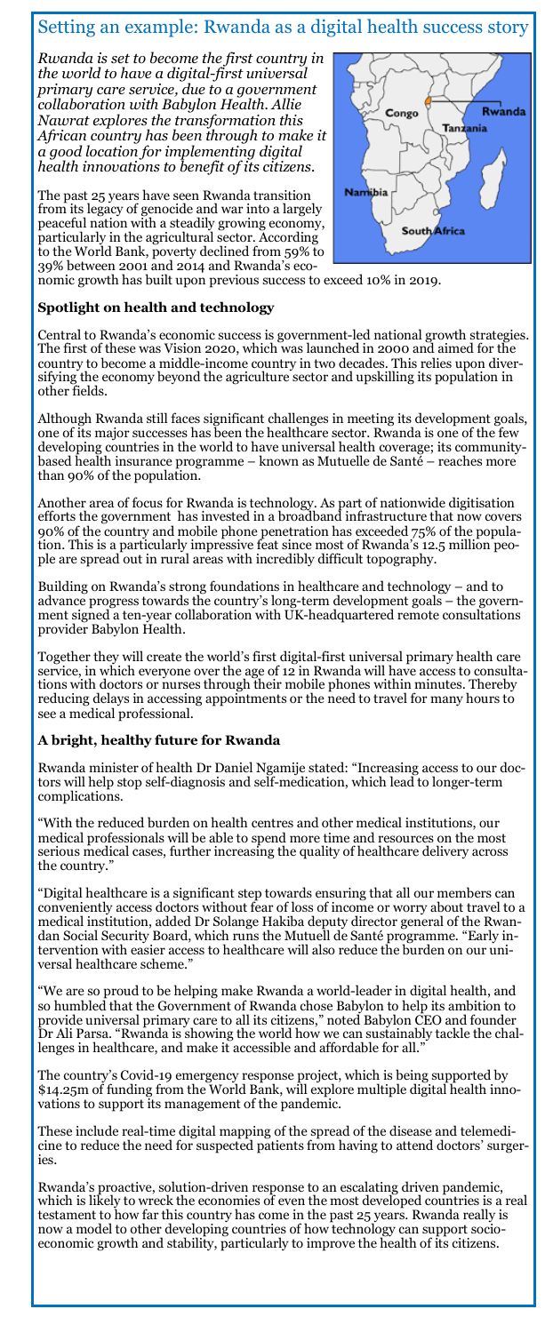## Setting an example: Rwanda as a digital health success story

*Rwanda is set to become the first country in the world to have a digital-first universal primary care service, due to a government collaboration with Babylon Health. Allie Nawrat explores the transformation this African country has been through to make it a good location for implementing digital health innovations to benefit of its citizens.*

The past 25 years have seen Rwanda transition from its legacy of genocide and war into a largely peaceful nation with a steadily growing economy, particularly in the agricultural sector. According to the World Bank, poverty declined from 59% to 39% between 2001 and 2014 and Rwanda's economic growth has built upon previous success to exceed 10% in 2019.

### Spotlight on health and technology

Central to Rwanda's economic success is government-led national growth strategies. The first of these was Vision 2020, which was launched in 2000 and aimed for the country to become a middle-income country in two decades. This relies upon diversifying the economy beyond the agriculture sector and upskilling its population in other fields.

Although Rwanda still faces significant challenges in meeting its development goals, one of its major successes has been the healthcare sector. Rwanda is one of the few developing countries in the world to have universal health coverage; its community-based health insurance programme – known as Mutuelle de Santé – reaches more than 90% of the population.

Another area of focus for Rwanda is technology. As part of nationwide digitisation efforts the government has invested in a broadband infrastructure that now covers 90% of the country and mobile phone penetration has exceeded 75% of the population. This is a particularly impressive feat since most of Rwanda's 12.5 million people are spread out in rural areas with incredibly difficult topography.

Building on Rwanda's strong foundations in healthcare and technology – and to advance progress towards the country's long-term development goals – the government signed a ten-year collaboration with UK-headquartered remote consultations provider Babylon Health.

Together they will create the world's first digital-first universal primary health care service, in which everyone over the age of 12 in Rwanda will have access to consultations with doctors or nurses through their mobile phones within minutes. Thereby reducing delays in accessing appointments or the need to travel for many hours to see a medical professional.

### A bright, healthy future for Rwanda

Rwanda minister of health Dr Daniel Ngamije stated: "Increasing access to our doctors will help stop self-diagnosis and self-medication, which lead to longer-term complications.

"With the reduced burden on health centres and other medical institutions, our medical professionals will be able to spend more time and resources on the most serious medical cases, further increasing the quality of healthcare delivery across the country."

"Digital healthcare is a significant step towards ensuring that all our members can conveniently access doctors without fear of loss of income or worry about travel to a medical institution, added Dr Solange Hakiba deputy director general of the Rwandan Social Security Board, which runs the Mutuell de Santé programme. "Early intervention with easier access to healthcare will also reduce the burden on our universal healthcare scheme."

"We are so proud to be helping make Rwanda a world-leader in digital health, and so humbled that the Government of Rwanda chose Babylon to help its ambition to provide universal primary care to all its citizens," noted Babylon CEO and founder Dr Ali Parsa. "Rwanda is showing the world how we can sustainably tackle the challenges in healthcare, and make it accessible and affordable for all."

The country's Covid-19 emergency response project, which is being supported by \$14.25m of funding from the World Bank, will explore multiple digital health innovations to support its management of the pandemic.

These include real-time digital mapping of the spread of the disease and telemedicine to reduce the need for suspected patients from having to attend doctors' surgeries.

Rwanda's proactive, solution-driven response to an escalating driven pandemic, which is likely to wreck the economies of even the most developed countries is a real testament to how far this country has come in the past 25 years. Rwanda really is now a model to other developing countries of how technology can support socio-economic growth and stability, particularly to improve the health of its citizens.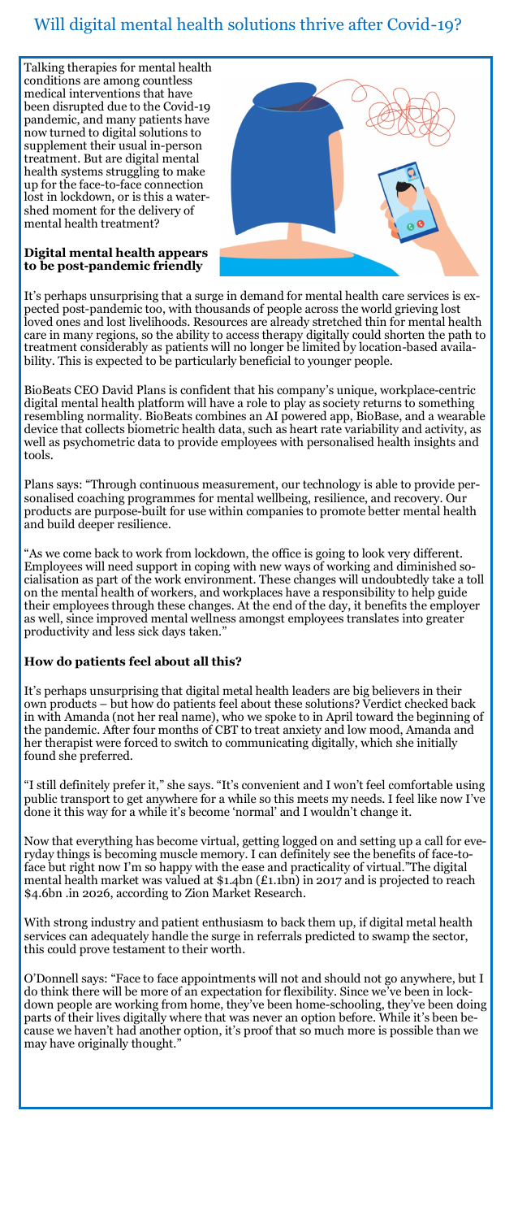# Will digital mental health solutions thrive after Covid-19?

Talking therapies for mental health conditions are among countless medical interventions that have been disrupted due to the Covid-19 pandemic, and many patients have now turned to digital solutions to supplement their usual in-person treatment. But are digital mental health systems struggling to make up for the face-to-face connection lost in lockdown, or is this a watershed moment for the delivery of mental health treatment?

**Digital mental health appears to be post-pandemic friendly**

It's perhaps unsurprising that a surge in demand for mental health care services is expected post-pandemic too, with thousands of people across the world grieving lost loved ones and lost livelihoods. Resources are already stretched thin for mental health care in many regions, so the ability to access therapy digitally could shorten the path to treatment considerably as patients will no longer be limited by location-based availability. This is expected to be particularly beneficial to younger people.

BioBeats CEO David Plans is confident that his company's unique, workplace-centric digital mental health platform will have a role to play as society returns to something resembling normality. BioBeats combines an AI powered app, BioBase, and a wearable device that collects biometric health data, such as heart rate variability and activity, as well as psychometric data to provide employees with personalised health insights and tools.

Plans says: "Through continuous measurement, our technology is able to provide personalised coaching programmes for mental wellbeing, resilience, and recovery. Our products are purpose-built for use within companies to promote better mental health and build deeper resilience.

"As we come back to work from lockdown, the office is going to look very different. Employees will need support in coping with new ways of working and diminished socialisation as part of the work environment. These changes will undoubtedly take a toll on the mental health of workers, and workplaces have a responsibility to help guide their employees through these changes. At the end of the day, it benefits the employer as well, since improved mental wellness amongst employees translates into greater productivity and less sick days taken."

**How do patients feel about all this?**

It's perhaps unsurprising that digital metal health leaders are big believers in their own products – but how do patients feel about these solutions? Verdict checked back in with Amanda (not her real name), who we spoke to in April toward the beginning of the pandemic. After four months of CBT to treat anxiety and low mood, Amanda and her therapist were forced to switch to communicating digitally, which she initially found she preferred.

"I still definitely prefer it," she says. "It's convenient and I won't feel comfortable using public transport to get anywhere for a while so this meets my needs. I feel like now I've done it this way for a while it's become 'normal' and I wouldn't change it.

Now that everything has become virtual, getting logged on and setting up a call for everyday things is becoming muscle memory. I can definitely see the benefits of face-to-face but right now I'm so happy with the ease and practicality of virtual."The digital mental health market was valued at $1.4bn (£1.1bn) in 2017 and is projected to reach $4.6bn .in 2026, according to Zion Market Research.

With strong industry and patient enthusiasm to back them up, if digital metal health services can adequately handle the surge in referrals predicted to swamp the sector, this could prove testament to their worth.

O'Donnell says: "Face to face appointments will not and should not go anywhere, but I do think there will be more of an expectation for flexibility. Since we've been in lockdown people are working from home, they've been home-schooling, they've been doing parts of their lives digitally where that was never an option before. While it's been because we haven't had another option, it's proof that so much more is possible than we may have originally thought."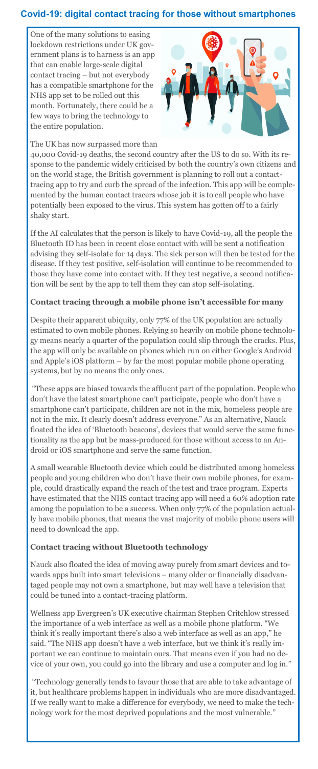## Covid-19: digital contact tracing for those without smartphones

One of the many solutions to easing lockdown restrictions under UK government plans is to harness is an app that can enable large-scale digital contact tracing – but not everybody has a compatible smartphone for the NHS app set to be rolled out this month. Fortunately, there could be a few ways to bring the technology to the entire population.

The UK has now surpassed more than 40,000 Covid-19 deaths, the second country after the US to do so. With its response to the pandemic widely criticised by both the country's own citizens and on the world stage, the British government is planning to roll out a contact-tracing app to try and curb the spread of the infection. This app will be complemented by the human contact tracers whose job it is to call people who have potentially been exposed to the virus. This system has gotten off to a fairly shaky start.

If the AI calculates that the person is likely to have Covid-19, all the people the Bluetooth ID has been in recent close contact with will be sent a notification advising they self-isolate for 14 days. The sick person will then be tested for the disease. If they test positive, self-isolation will continue to be recommended to those they have come into contact with. If they test negative, a second notification will be sent by the app to tell them they can stop self-isolating.

### Contact tracing through a mobile phone isn't accessible for many

Despite their apparent ubiquity, only 77% of the UK population are actually estimated to own mobile phones. Relying so heavily on mobile phone technology means nearly a quarter of the population could slip through the cracks. Plus, the app will only be available on phones which run on either Google's Android and Apple's iOS platform – by far the most popular mobile phone operating systems, but by no means the only ones.

"These apps are biased towards the affluent part of the population. People who don't have the latest smartphone can't participate, people who don't have a smartphone can't participate, children are not in the mix, homeless people are not in the mix. It clearly doesn't address everyone." As an alternative, Nauck floated the idea of 'Bluetooth beacons', devices that would serve the same functionality as the app but be mass-produced for those without access to an Android or iOS smartphone and serve the same function.

A small wearable Bluetooth device which could be distributed among homeless people and young children who don't have their own mobile phones, for example, could drastically expand the reach of the test and trace program. Experts have estimated that the NHS contact tracing app will need a 60% adoption rate among the population to be a success. When only 77% of the population actually have mobile phones, that means the vast majority of mobile phone users will need to download the app.

### Contact tracing without Bluetooth technology

Nauck also floated the idea of moving away purely from smart devices and towards apps built into smart televisions – many older or financially disadvantaged people may not own a smartphone, but may well have a television that could be tuned into a contact-tracing platform.

Wellness app Evergreen's UK executive chairman Stephen Critchlow stressed the importance of a web interface as well as a mobile phone platform. "We think it's really important there's also a web interface as well as an app," he said. "The NHS app doesn't have a web interface, but we think it's really important we can continue to maintain ours. That means even if you had no device of your own, you could go into the library and use a computer and log in."

"Technology generally tends to favour those that are able to take advantage of it, but healthcare problems happen in individuals who are more disadvantaged. If we really want to make a difference for everybody, we need to make the technology work for the most deprived populations and the most vulnerable."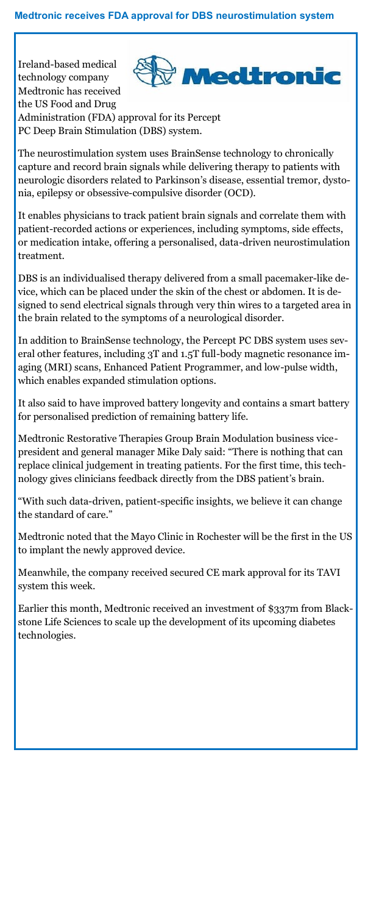## Medtronic receives FDA approval for DBS neurostimulation system

Ireland-based medical technology company Medtronic has received the US Food and Drug Administration (FDA) approval for its Percept PC Deep Brain Stimulation (DBS) system.

The neurostimulation system uses BrainSense technology to chronically capture and record brain signals while delivering therapy to patients with neurologic disorders related to Parkinson's disease, essential tremor, dystonia, epilepsy or obsessive-compulsive disorder (OCD).

It enables physicians to track patient brain signals and correlate them with patient-recorded actions or experiences, including symptoms, side effects, or medication intake, offering a personalised, data-driven neurostimulation treatment.

DBS is an individualised therapy delivered from a small pacemaker-like device, which can be placed under the skin of the chest or abdomen. It is designed to send electrical signals through very thin wires to a targeted area in the brain related to the symptoms of a neurological disorder.

In addition to BrainSense technology, the Percept PC DBS system uses several other features, including 3T and 1.5T full-body magnetic resonance imaging (MRI) scans, Enhanced Patient Programmer, and low-pulse width, which enables expanded stimulation options.

It also said to have improved battery longevity and contains a smart battery for personalised prediction of remaining battery life.

Medtronic Restorative Therapies Group Brain Modulation business vice-president and general manager Mike Daly said: "There is nothing that can replace clinical judgement in treating patients. For the first time, this technology gives clinicians feedback directly from the DBS patient's brain.

"With such data-driven, patient-specific insights, we believe it can change the standard of care."

Medtronic noted that the Mayo Clinic in Rochester will be the first in the US to implant the newly approved device.

Meanwhile, the company received secured CE mark approval for its TAVI system this week.

Earlier this month, Medtronic received an investment of $337m from Blackstone Life Sciences to scale up the development of its upcoming diabetes technologies.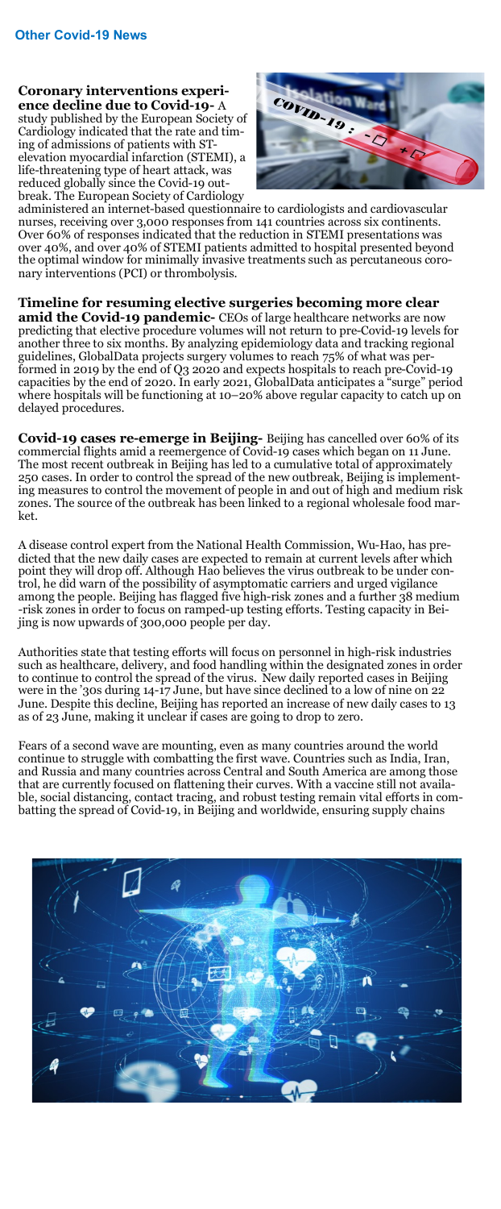## Other Covid-19 News

**Coronary interventions experience decline due to Covid-19-** A study published by the European Society of Cardiology indicated that the rate and timing of admissions of patients with ST-elevation myocardial infarction (STEMI), a life-threatening type of heart attack, was reduced globally since the Covid-19 outbreak. The European Society of Cardiology administered an internet-based questionnaire to cardiologists and cardiovascular nurses, receiving over 3,000 responses from 141 countries across six continents. Over 60% of responses indicated that the reduction in STEMI presentations was over 40%, and over 40% of STEMI patients admitted to hospital presented beyond the optimal window for minimally invasive treatments such as percutaneous coronary interventions (PCI) or thrombolysis.

**Timeline for resuming elective surgeries becoming more clear amid the Covid-19 pandemic-** CEOs of large healthcare networks are now predicting that elective procedure volumes will not return to pre-Covid-19 levels for another three to six months. By analyzing epidemiology data and tracking regional guidelines, GlobalData projects surgery volumes to reach 75% of what was performed in 2019 by the end of Q3 2020 and expects hospitals to reach pre-Covid-19 capacities by the end of 2020. In early 2021, GlobalData anticipates a "surge" period where hospitals will be functioning at 10–20% above regular capacity to catch up on delayed procedures.

**Covid-19 cases re-emerge in Beijing-** Beijing has cancelled over 60% of its commercial flights amid a reemergence of Covid-19 cases which began on 11 June. The most recent outbreak in Beijing has led to a cumulative total of approximately 250 cases. In order to control the spread of the new outbreak, Beijing is implementing measures to control the movement of people in and out of high and medium risk zones. The source of the outbreak has been linked to a regional wholesale food market.

A disease control expert from the National Health Commission, Wu-Hao, has predicted that the new daily cases are expected to remain at current levels after which point they will drop off. Although Hao believes the virus outbreak to be under control, he did warn of the possibility of asymptomatic carriers and urged vigilance among the people. Beijing has flagged five high-risk zones and a further 38 medium-risk zones in order to focus on ramped-up testing efforts. Testing capacity in Beijing is now upwards of 300,000 people per day.

Authorities state that testing efforts will focus on personnel in high-risk industries such as healthcare, delivery, and food handling within the designated zones in order to continue to control the spread of the virus. New daily reported cases in Beijing were in the '30s during 14-17 June, but have since declined to a low of nine on 22 June. Despite this decline, Beijing has reported an increase of new daily cases to 13 as of 23 June, making it unclear if cases are going to drop to zero.

Fears of a second wave are mounting, even as many countries around the world continue to struggle with combatting the first wave. Countries such as India, Iran, and Russia and many countries across Central and South America are among those that are currently focused on flattening their curves. With a vaccine still not available, social distancing, contact tracing, and robust testing remain vital efforts in combatting the spread of Covid-19, in Beijing and worldwide, ensuring supply chains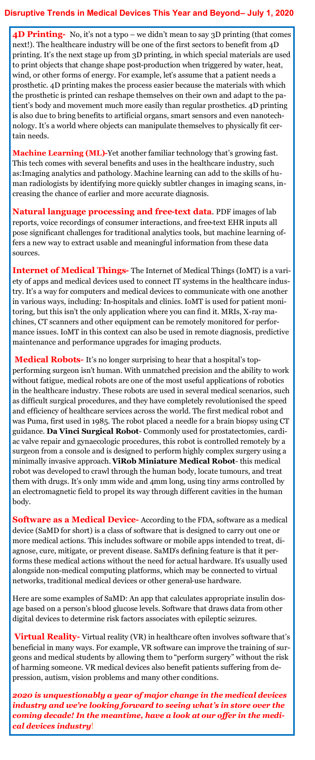## Disruptive Trends in Medical Devices This Year and Beyond– July 1, 2020

**4D Printing-** No, it's not a typo – we didn't mean to say 3D printing (that comes next!). The healthcare industry will be one of the first sectors to benefit from 4D printing. It's the next stage up from 3D printing, in which special materials are used to print objects that change shape post-production when triggered by water, heat, wind, or other forms of energy. For example, let's assume that a patient needs a prosthetic. 4D printing makes the process easier because the materials with which the prosthetic is printed can reshape themselves on their own and adapt to the patient's body and movement much more easily than regular prosthetics. 4D printing is also due to bring benefits to artificial organs, smart sensors and even nanotechnology. It's a world where objects can manipulate themselves to physically fit certain needs.

**Machine Learning (ML)-**Yet another familiar technology that's growing fast. This tech comes with several benefits and uses in the healthcare industry, such as:Imaging analytics and pathology. Machine learning can add to the skills of human radiologists by identifying more quickly subtler changes in imaging scans, increasing the chance of earlier and more accurate diagnosis.

**Natural language processing and free-text data**. PDF images of lab reports, voice recordings of consumer interactions, and free-text EHR inputs all pose significant challenges for traditional analytics tools, but machine learning offers a new way to extract usable and meaningful information from these data sources.

**Internet of Medical Things-** The Internet of Medical Things (IoMT) is a variety of apps and medical devices used to connect IT systems in the healthcare industry. It's a way for computers and medical devices to communicate with one another in various ways, including: In-hospitals and clinics. IoMT is used for patient monitoring, but this isn't the only application where you can find it. MRIs, X-ray machines, CT scanners and other equipment can be remotely monitored for performance issues. IoMT in this context can also be used in remote diagnosis, predictive maintenance and performance upgrades for imaging products.

**Medical Robots-** It's no longer surprising to hear that a hospital's top-performing surgeon isn't human. With unmatched precision and the ability to work without fatigue, medical robots are one of the most useful applications of robotics in the healthcare industry. These robots are used in several medical scenarios, such as difficult surgical procedures, and they have completely revolutionised the speed and efficiency of healthcare services across the world. The first medical robot and was Puma, first used in 1985. The robot placed a needle for a brain biopsy using CT guidance. **Da Vinci Surgical Robot**- Commonly used for prostatectomies, cardiac valve repair and gynaecologic procedures, this robot is controlled remotely by a surgeon from a console and is designed to perform highly complex surgery using a minimally invasive approach. **ViRob Miniature Medical Robot**- this medical robot was developed to crawl through the human body, locate tumours, and treat them with drugs. It's only 1mm wide and 4mm long, using tiny arms controlled by an electromagnetic field to propel its way through different cavities in the human body.

**Software as a Medical Device-** According to the FDA, software as a medical device (SaMD for short) is a class of software that is designed to carry out one or more medical actions. This includes software or mobile apps intended to treat, diagnose, cure, mitigate, or prevent disease. SaMD's defining feature is that it performs these medical actions without the need for actual hardware. It's usually used alongside non-medical computing platforms, which may be connected to virtual networks, traditional medical devices or other general-use hardware.

Here are some examples of SaMD: An app that calculates appropriate insulin dosage based on a person's blood glucose levels. Software that draws data from other digital devices to determine risk factors associates with epileptic seizures.

**Virtual Reality-** Virtual reality (VR) in healthcare often involves software that's beneficial in many ways. For example, VR software can improve the training of surgeons and medical students by allowing them to "perform surgery" without the risk of harming someone. VR medical devices also benefit patients suffering from depression, autism, vision problems and many other conditions.

***2020 is unquestionably a year of major change in the medical devices industry and we're looking forward to seeing what's in store over the coming decade! In the meantime, have a look at our offer in the medical devices industry*!**